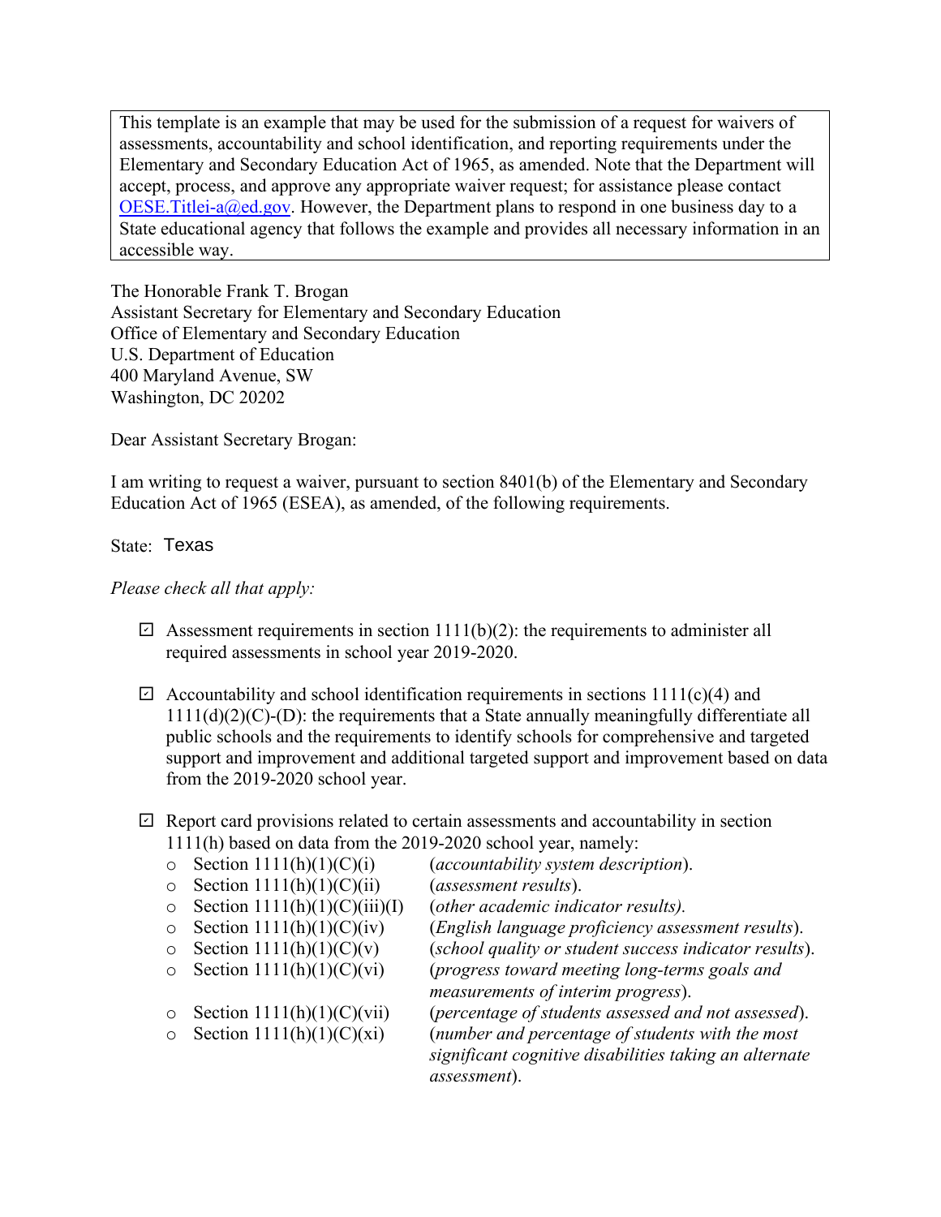> This template is an example that may be used for the submission of a request for waivers of assessments, accountability and school identification, and reporting requirements under the Elementary and Secondary Education Act of 1965, as amended. Note that the Department will accept, process, and approve any appropriate waiver request; for assistance please contact [OESE.Titlei-a@ed.gov](mailto:OESE.Titlei-a@ed.gov). However, the Department plans to respond in one business day to a State educational agency that follows the example and provides all necessary information in an accessible way.

The Honorable Frank T. Brogan
Assistant Secretary for Elementary and Secondary Education
Office of Elementary and Secondary Education
U.S. Department of Education
400 Maryland Avenue, SW
Washington, DC 20202

Dear Assistant Secretary Brogan:

I am writing to request a waiver, pursuant to section 8401(b) of the Elementary and Secondary Education Act of 1965 (ESEA), as amended, of the following requirements.

State: Texas

*Please check all that apply:*

- ☑ Assessment requirements in section 1111(b)(2): the requirements to administer all required assessments in school year 2019-2020.

- ☑ Accountability and school identification requirements in sections 1111(c)(4) and 1111(d)(2)(C)-(D): the requirements that a State annually meaningfully differentiate all public schools and the requirements to identify schools for comprehensive and targeted support and improvement and additional targeted support and improvement based on data from the 2019-2020 school year.

- ☑ Report card provisions related to certain assessments and accountability in section 1111(h) based on data from the 2019-2020 school year, namely:
  - Section 1111(h)(1)(C)(i) (*accountability system description*).
  - Section 1111(h)(1)(C)(ii) (*assessment results*).
  - Section 1111(h)(1)(C)(iii)(I) (*other academic indicator results).*
  - Section 1111(h)(1)(C)(iv) (*English language proficiency assessment results*).
  - Section 1111(h)(1)(C)(v) (*school quality or student success indicator results*).
  - Section 1111(h)(1)(C)(vi) (*progress toward meeting long-terms goals and measurements of interim progress*).
  - Section 1111(h)(1)(C)(vii) (*percentage of students assessed and not assessed*).
  - Section 1111(h)(1)(C)(xi) (*number and percentage of students with the most significant cognitive disabilities taking an alternate assessment*).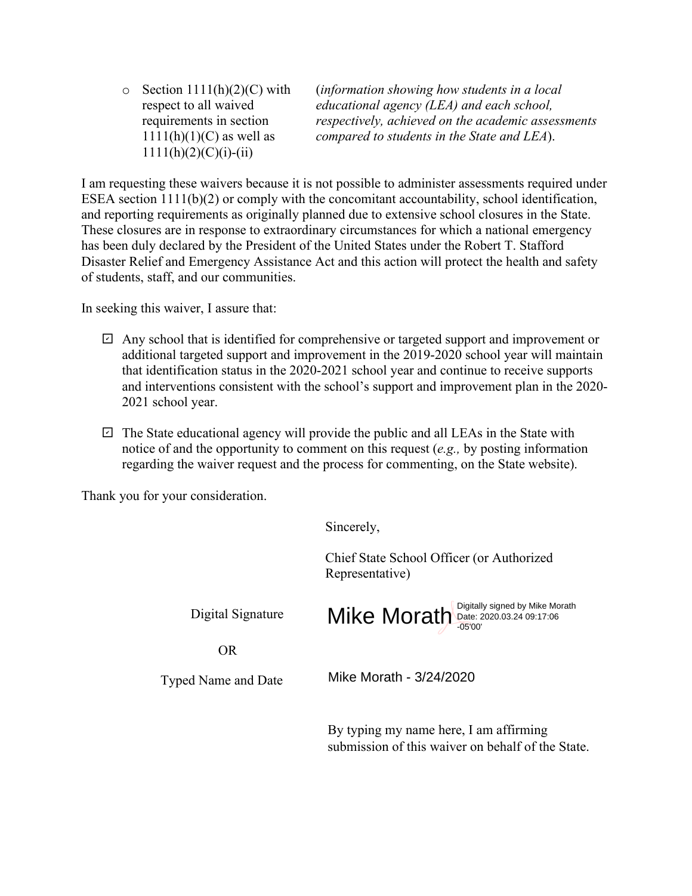- Section 1111(h)(2)(C) with respect to all waived requirements in section 1111(h)(1)(C) as well as 1111(h)(2)(C)(i)-(ii) (*information showing how students in a local educational agency (LEA) and each school, respectively, achieved on the academic assessments compared to students in the State and LEA*).

I am requesting these waivers because it is not possible to administer assessments required under ESEA section 1111(b)(2) or comply with the concomitant accountability, school identification, and reporting requirements as originally planned due to extensive school closures in the State. These closures are in response to extraordinary circumstances for which a national emergency has been duly declared by the President of the United States under the Robert T. Stafford Disaster Relief and Emergency Assistance Act and this action will protect the health and safety of students, staff, and our communities.

In seeking this waiver, I assure that:

- [x] Any school that is identified for comprehensive or targeted support and improvement or additional targeted support and improvement in the 2019-2020 school year will maintain that identification status in the 2020-2021 school year and continue to receive supports and interventions consistent with the school's support and improvement plan in the 2020-2021 school year.

- [x] The State educational agency will provide the public and all LEAs in the State with notice of and the opportunity to comment on this request (*e.g.,* by posting information regarding the waiver request and the process for commenting, on the State website).

Thank you for your consideration.

Sincerely,

Chief State School Officer (or Authorized Representative)

Digital Signature: Mike Morath — Digitally signed by Mike Morath Date: 2020.03.24 09:17:06 -05'00'

OR

Typed Name and Date: Mike Morath - 3/24/2020

By typing my name here, I am affirming submission of this waiver on behalf of the State.